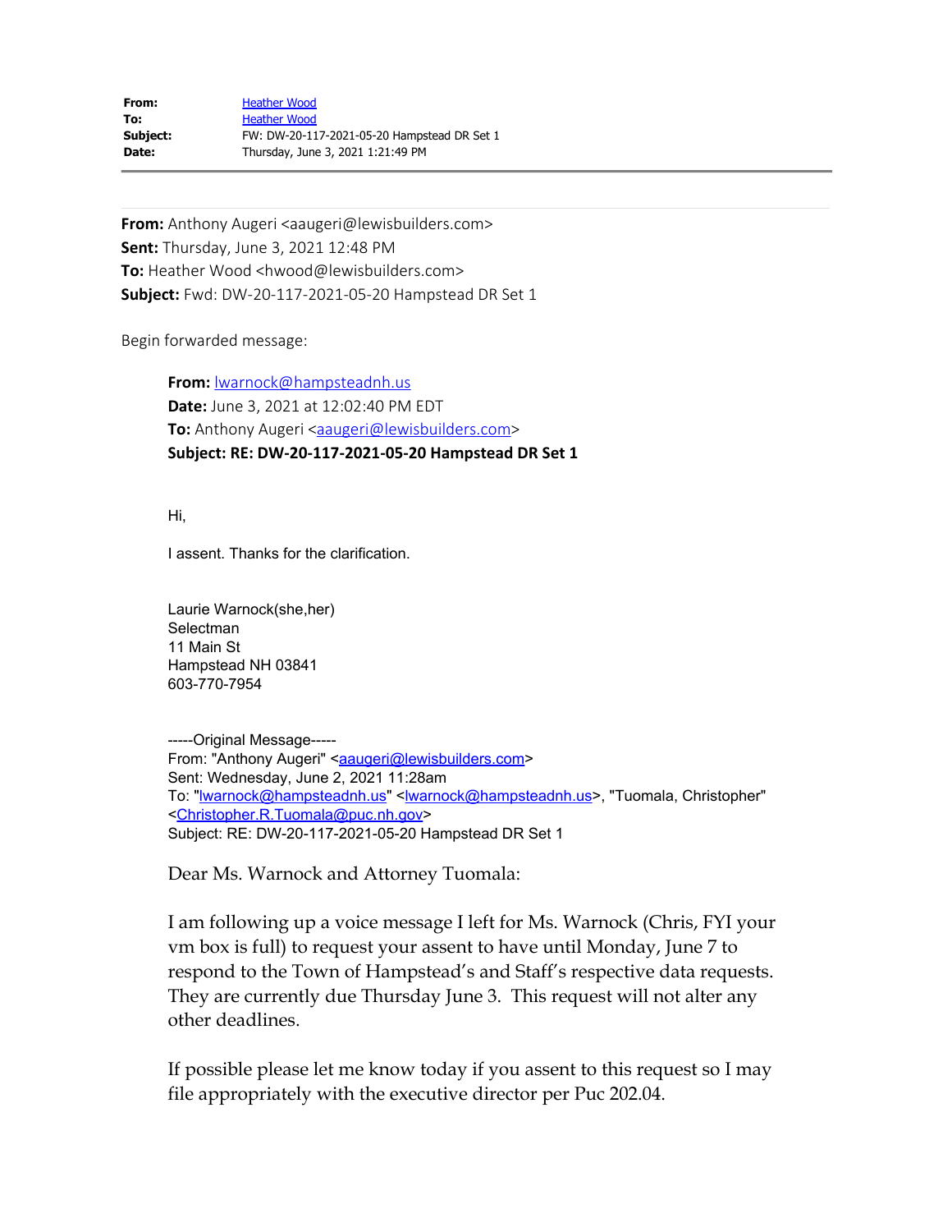| | |
|---|---|
| **From:** | Heather Wood |
| **To:** | Heather Wood |
| **Subject:** | FW: DW-20-117-2021-05-20 Hampstead DR Set 1 |
| **Date:** | Thursday, June 3, 2021 1:21:49 PM |

---

**From:** Anthony Augeri <aaugeri@lewisbuilders.com>
**Sent:** Thursday, June 3, 2021 12:48 PM
**To:** Heather Wood <hwood@lewisbuilders.com>
**Subject:** Fwd: DW-20-117-2021-05-20 Hampstead DR Set 1

Begin forwarded message:

> **From:** lwarnock@hampsteadnh.us
> **Date:** June 3, 2021 at 12:02:40 PM EDT
> **To:** Anthony Augeri <aaugeri@lewisbuilders.com>
> **Subject: RE: DW-20-117-2021-05-20 Hampstead DR Set 1**
>
> Hi,
>
> I assent. Thanks for the clarification.
>
> Laurie Warnock(she,her)
> Selectman
> 11 Main St
> Hampstead NH 03841
> 603-770-7954
>
> -----Original Message-----
> From: "Anthony Augeri" <aaugeri@lewisbuilders.com>
> Sent: Wednesday, June 2, 2021 11:28am
> To: "lwarnock@hampsteadnh.us" <lwarnock@hampsteadnh.us>, "Tuomala, Christopher" <Christopher.R.Tuomala@puc.nh.gov>
> Subject: RE: DW-20-117-2021-05-20 Hampstead DR Set 1
>
> Dear Ms. Warnock and Attorney Tuomala:
>
> I am following up a voice message I left for Ms. Warnock (Chris, FYI your vm box is full) to request your assent to have until Monday, June 7 to respond to the Town of Hampstead's and Staff's respective data requests. They are currently due Thursday June 3. This request will not alter any other deadlines.
>
> If possible please let me know today if you assent to this request so I may file appropriately with the executive director per Puc 202.04.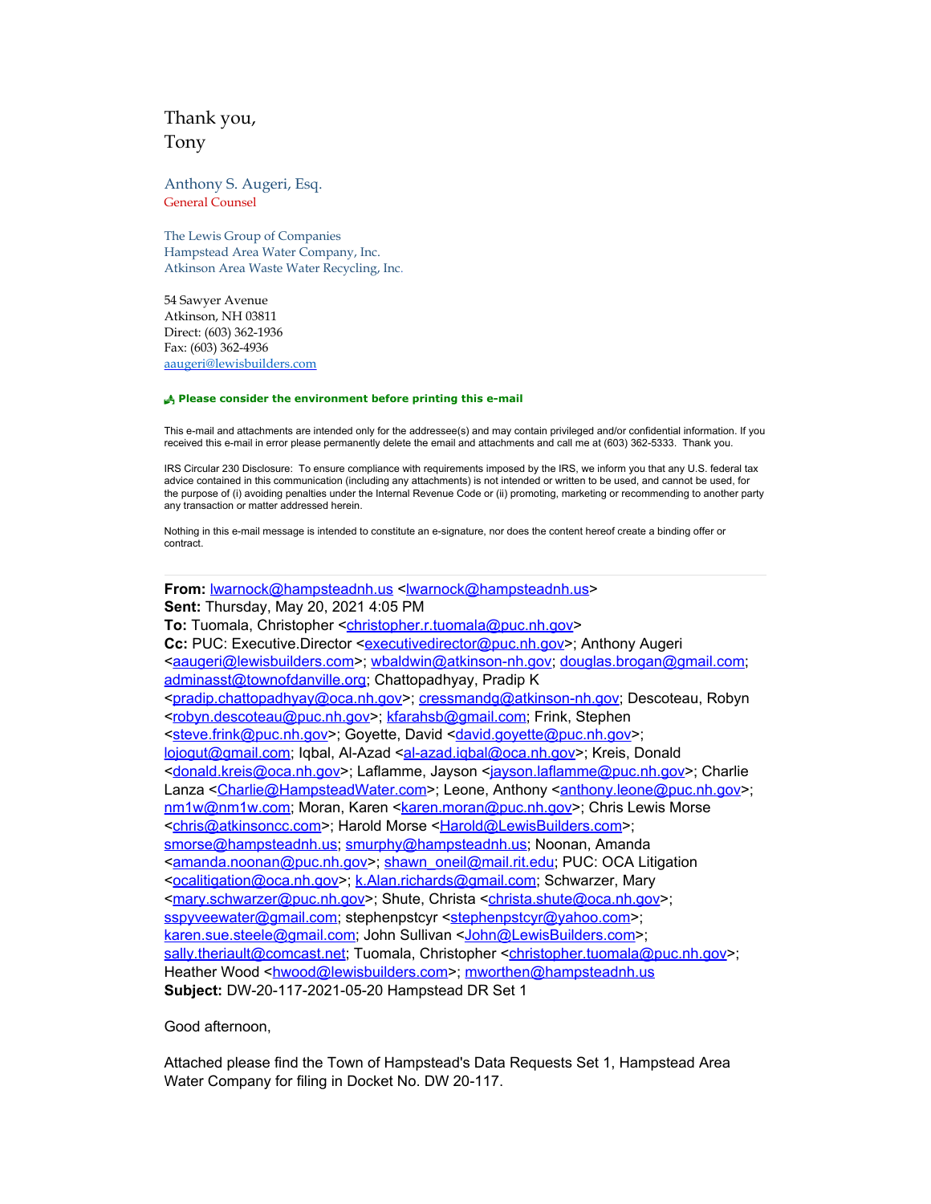Thank you,
Tony

Anthony S. Augeri, Esq.
General Counsel

The Lewis Group of Companies
Hampstead Area Water Company, Inc.
Atkinson Area Waste Water Recycling, Inc.

54 Sawyer Avenue
Atkinson, NH 03811
Direct: (603) 362-1936
Fax: (603) 362-4936
aaugeri@lewisbuilders.com

**Please consider the environment before printing this e-mail**

This e-mail and attachments are intended only for the addressee(s) and may contain privileged and/or confidential information. If you received this e-mail in error please permanently delete the email and attachments and call me at (603) 362-5333. Thank you.

IRS Circular 230 Disclosure: To ensure compliance with requirements imposed by the IRS, we inform you that any U.S. federal tax advice contained in this communication (including any attachments) is not intended or written to be used, and cannot be used, for the purpose of (i) avoiding penalties under the Internal Revenue Code or (ii) promoting, marketing or recommending to another party any transaction or matter addressed herein.

Nothing in this e-mail message is intended to constitute an e-signature, nor does the content hereof create a binding offer or contract.

---

**From:** lwarnock@hampsteadnh.us <lwarnock@hampsteadnh.us>
**Sent:** Thursday, May 20, 2021 4:05 PM
**To:** Tuomala, Christopher <christopher.r.tuomala@puc.nh.gov>
**Cc:** PUC: Executive.Director <executivedirector@puc.nh.gov>; Anthony Augeri <aaugeri@lewisbuilders.com>; wbaldwin@atkinson-nh.gov; douglas.brogan@gmail.com; adminasst@townofdanville.org; Chattopadhyay, Pradip K <pradip.chattopadhyay@oca.nh.gov>; cressmandg@atkinson-nh.gov; Descoteau, Robyn <robyn.descoteau@puc.nh.gov>; kfarahsb@gmail.com; Frink, Stephen <steve.frink@puc.nh.gov>; Goyette, David <david.goyette@puc.nh.gov>; lojogut@gmail.com; Iqbal, Al-Azad <al-azad.iqbal@oca.nh.gov>; Kreis, Donald <donald.kreis@oca.nh.gov>; Laflamme, Jayson <jayson.laflamme@puc.nh.gov>; Charlie Lanza <Charlie@HampsteadWater.com>; Leone, Anthony <anthony.leone@puc.nh.gov>; nm1w@nm1w.com; Moran, Karen <karen.moran@puc.nh.gov>; Chris Lewis Morse <chris@atkinsoncc.com>; Harold Morse <Harold@LewisBuilders.com>; smorse@hampsteadnh.us; smurphy@hampsteadnh.us; Noonan, Amanda <amanda.noonan@puc.nh.gov>; shawn_oneil@mail.rit.edu; PUC: OCA Litigation <ocalitigation@oca.nh.gov>; k.Alan.richards@gmail.com; Schwarzer, Mary <mary.schwarzer@puc.nh.gov>; Shute, Christa <christa.shute@oca.nh.gov>; sspyveewater@gmail.com; stephenpstcyr <stephenpstcyr@yahoo.com>; karen.sue.steele@gmail.com; John Sullivan <John@LewisBuilders.com>; sally.theriault@comcast.net; Tuomala, Christopher <christopher.tuomala@puc.nh.gov>; Heather Wood <hwood@lewisbuilders.com>; mworthen@hampsteadnh.us
**Subject:** DW-20-117-2021-05-20 Hampstead DR Set 1

Good afternoon,

Attached please find the Town of Hampstead's Data Requests Set 1, Hampstead Area Water Company for filing in Docket No. DW 20-117.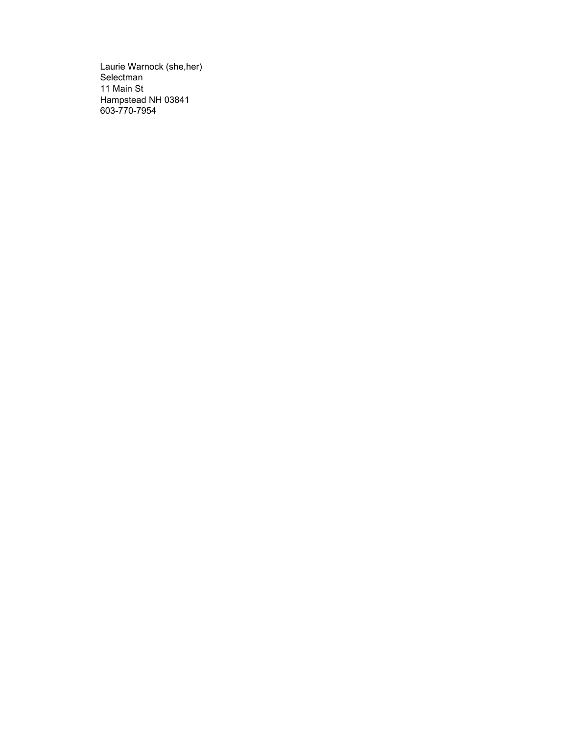Laurie Warnock (she,her)
Selectman
11 Main St
Hampstead NH 03841
603-770-7954